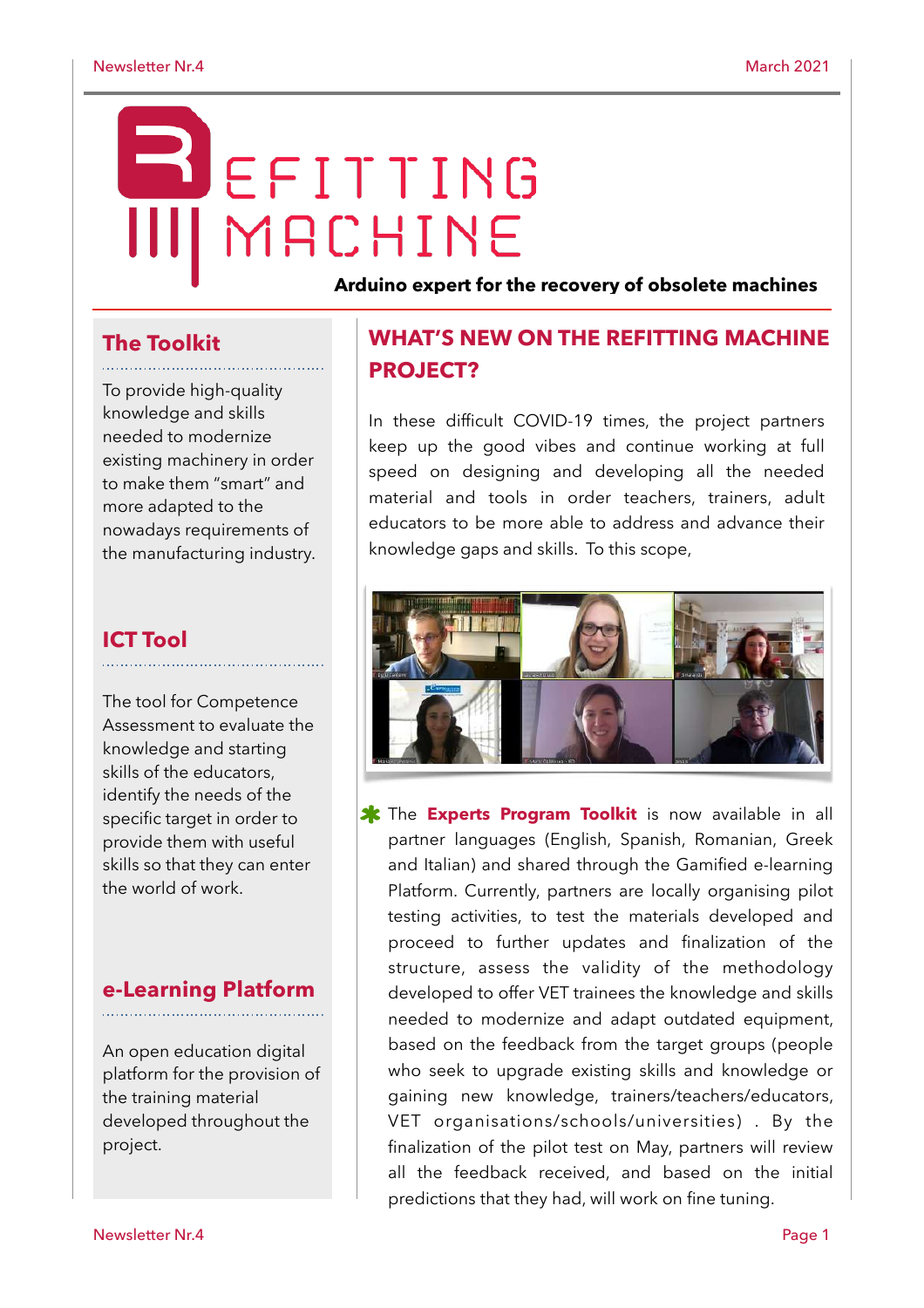# REFITTING MACHINE

**Arduino expert for the recovery of obsolete machines**

## The Toolkit

To provide high-quality knowledge and skills needed to modernize existing machinery in order to make them "smart" and more adapted to the nowadays requirements of the manufacturing industry.

## ICT Tool

The tool for Competence Assessment to evaluate the knowledge and starting skills of the educators, identify the needs of the specific target in order to provide them with useful skills so that they can enter the world of work.

## e-Learning Platform

An open education digital platform for the provision of the training material developed throughout the project.

## WHAT'S NEW ON THE REFITTING MACHINE PROJECT?

In these difficult COVID-19 times, the project partners keep up the good vibes and continue working at full speed on designing and developing all the needed material and tools in order teachers, trainers, adult educators to be more able to address and advance their knowledge gaps and skills. To this scope,

- The **Experts Program Toolkit** is now available in all partner languages (English, Spanish, Romanian, Greek and Italian) and shared through the Gamified e-learning Platform. Currently, partners are locally organising pilot testing activities, to test the materials developed and proceed to further updates and finalization of the structure, assess the validity of the methodology developed to offer VET trainees the knowledge and skills needed to modernize and adapt outdated equipment, based on the feedback from the target groups (people who seek to upgrade existing skills and knowledge or gaining new knowledge, trainers/teachers/educators, VET organisations/schools/universities) . By the finalization of the pilot test on May, partners will review all the feedback received, and based on the initial predictions that they had, will work on fine tuning.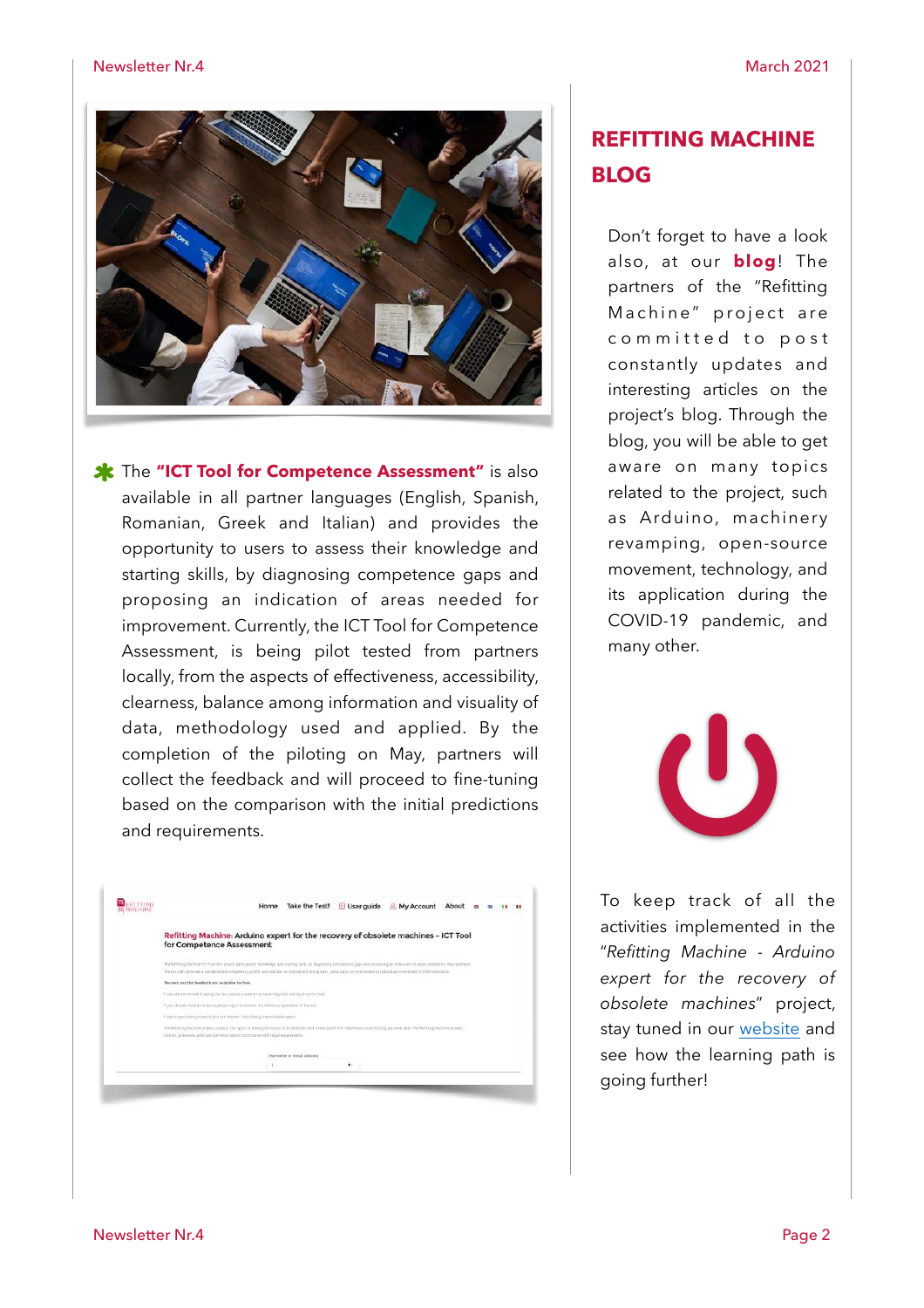✱ The **"ICT Tool for Competence Assessment"** is also available in all partner languages (English, Spanish, Romanian, Greek and Italian) and provides the opportunity to users to assess their knowledge and starting skills, by diagnosing competence gaps and proposing an indication of areas needed for improvement. Currently, the ICT Tool for Competence Assessment, is being pilot tested from partners locally, from the aspects of effectiveness, accessibility, clearness, balance among information and visuality of data, methodology used and applied. By the completion of the piloting on May, partners will collect the feedback and will proceed to fine-tuning based on the comparison with the initial predictions and requirements.

## REFITTING MACHINE BLOG

Don't forget to have a look also, at our **blog**! The partners of the "Refitting Machine" project are committed to post constantly updates and interesting articles on the project's blog. Through the blog, you will be able to get aware on many topics related to the project, such as Arduino, machinery revamping, open-source movement, technology, and its application during the COVID-19 pandemic, and many other.

To keep track of all the activities implemented in the "*Refitting Machine - Arduino expert for the recovery of obsolete machines*" project, stay tuned in our website and see how the learning path is going further!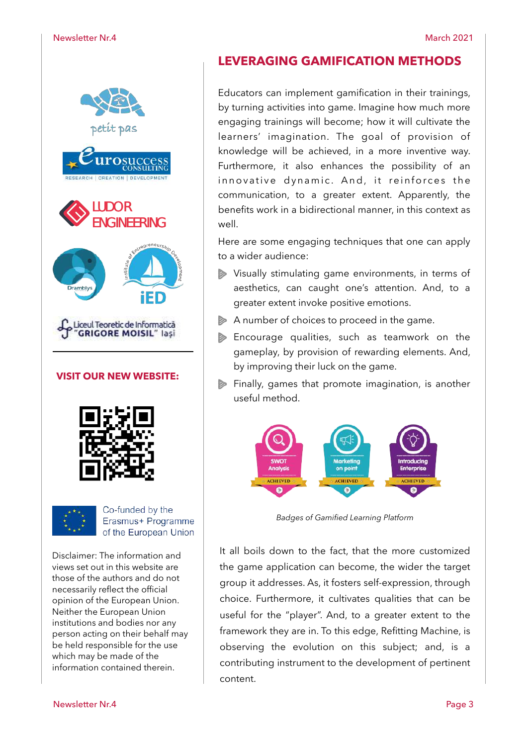## LEVERAGING GAMIFICATION METHODS

Educators can implement gamification in their trainings, by turning activities into game. Imagine how much more engaging trainings will become; how it will cultivate the learners' imagination. The goal of provision of knowledge will be achieved, in a more inventive way. Furthermore, it also enhances the possibility of an innovative dynamic. And, it reinforces the communication, to a greater extent. Apparently, the benefits work in a bidirectional manner, in this context as well.

Here are some engaging techniques that one can apply to a wider audience:

- Visually stimulating game environments, in terms of aesthetics, can caught one's attention. And, to a greater extent invoke positive emotions.
- A number of choices to proceed in the game.
- Encourage qualities, such as teamwork on the gameplay, by provision of rewarding elements. And, by improving their luck on the game.
- Finally, games that promote imagination, is another useful method.

SWOT Analysis
ACHIEVED

Marketing on point
ACHIEVED

Introducing Enterprise
ACHIEVED

*Badges of Gamified Learning Platform*

It all boils down to the fact, that the more customized the game application can become, the wider the target group it addresses. As, it fosters self-expression, through choice. Furthermore, it cultivates qualities that can be useful for the "player". And, to a greater extent to the framework they are in. To this edge, Refitting Machine, is observing the evolution on this subject; and, is a contributing instrument to the development of pertinent content.

petit pas

eurosuccess CONSULTING
RESEARCH | CREATION | DEVELOPMENT

LUDOR ENGINEERING

Dramblys

Institute of Entrepreneurship Development
iED

Liceul Teoretic de Informatică "GRIGORE MOISIL" Iaşi

**VISIT OUR NEW WEBSITE:**

Co-funded by the Erasmus+ Programme of the European Union

Disclaimer: The information and views set out in this website are those of the authors and do not necessarily reflect the official opinion of the European Union. Neither the European Union institutions and bodies nor any person acting on their behalf may be held responsible for the use which may be made of the information contained therein.